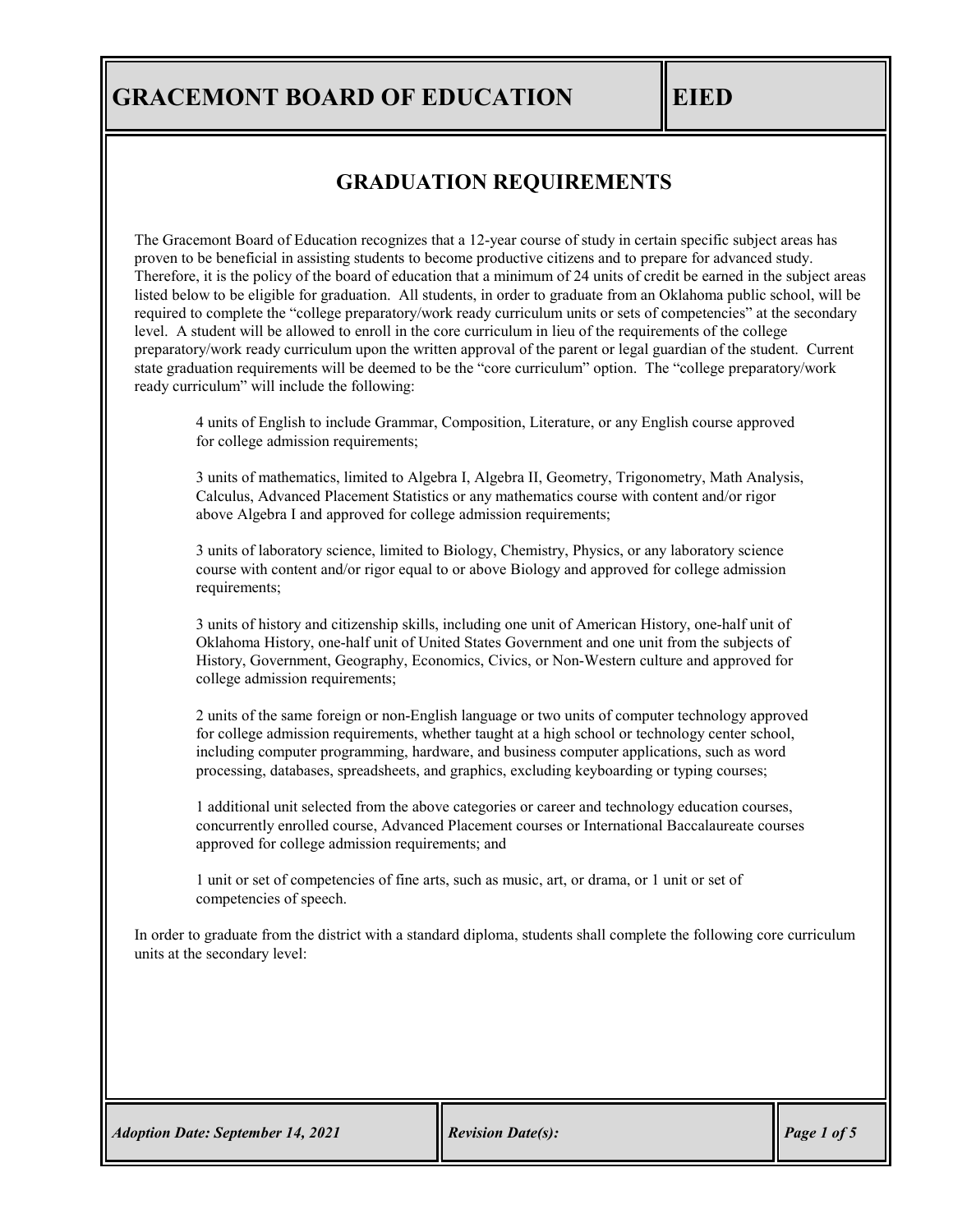# GRACEMONT BOARD OF EDUCATION — EIED

## GRADUATION REQUIREMENTS

The Gracemont Board of Education recognizes that a 12-year course of study in certain specific subject areas has proven to be beneficial in assisting students to become productive citizens and to prepare for advanced study. Therefore, it is the policy of the board of education that a minimum of 24 units of credit be earned in the subject areas listed below to be eligible for graduation. All students, in order to graduate from an Oklahoma public school, will be required to complete the "college preparatory/work ready curriculum units or sets of competencies" at the secondary level. A student will be allowed to enroll in the core curriculum in lieu of the requirements of the college preparatory/work ready curriculum upon the written approval of the parent or legal guardian of the student. Current state graduation requirements will be deemed to be the "core curriculum" option. The "college preparatory/work ready curriculum" will include the following:

4 units of English to include Grammar, Composition, Literature, or any English course approved for college admission requirements;

3 units of mathematics, limited to Algebra I, Algebra II, Geometry, Trigonometry, Math Analysis, Calculus, Advanced Placement Statistics or any mathematics course with content and/or rigor above Algebra I and approved for college admission requirements;

3 units of laboratory science, limited to Biology, Chemistry, Physics, or any laboratory science course with content and/or rigor equal to or above Biology and approved for college admission requirements;

3 units of history and citizenship skills, including one unit of American History, one-half unit of Oklahoma History, one-half unit of United States Government and one unit from the subjects of History, Government, Geography, Economics, Civics, or Non-Western culture and approved for college admission requirements;

2 units of the same foreign or non-English language or two units of computer technology approved for college admission requirements, whether taught at a high school or technology center school, including computer programming, hardware, and business computer applications, such as word processing, databases, spreadsheets, and graphics, excluding keyboarding or typing courses;

1 additional unit selected from the above categories or career and technology education courses, concurrently enrolled course, Advanced Placement courses or International Baccalaureate courses approved for college admission requirements; and

1 unit or set of competencies of fine arts, such as music, art, or drama, or 1 unit or set of competencies of speech.

In order to graduate from the district with a standard diploma, students shall complete the following core curriculum units at the secondary level:

*Adoption Date: September 14, 2021* | *Revision Date(s):*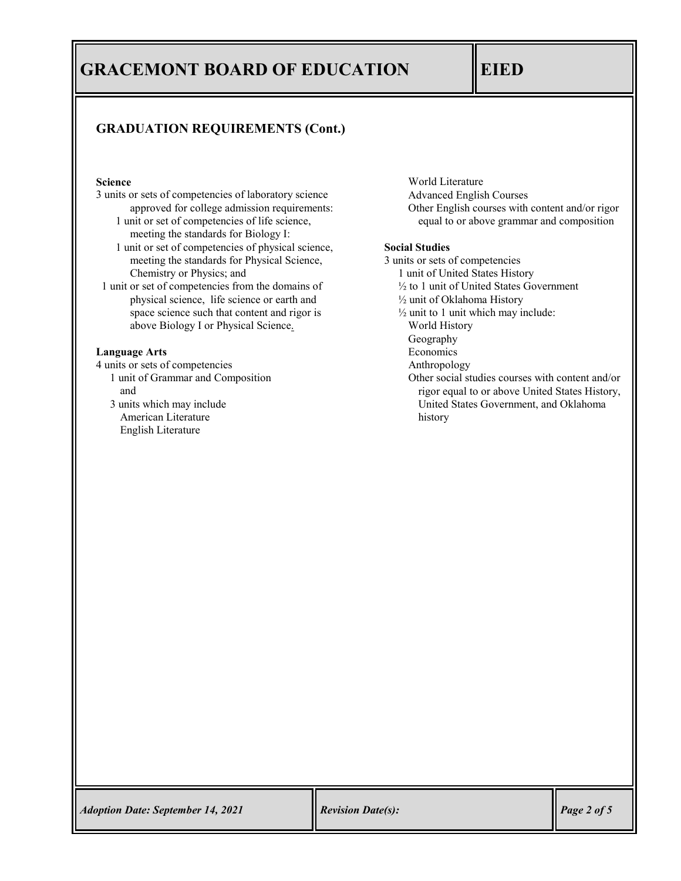## GRADUATION REQUIREMENTS (Cont.)

**Science**

3 units or sets of competencies of laboratory science approved for college admission requirements:

- 1 unit or set of competencies of life science, meeting the standards for Biology I:
- 1 unit or set of competencies of physical science, meeting the standards for Physical Science, Chemistry or Physics; and
- 1 unit or set of competencies from the domains of physical science, life science or earth and space science such that content and rigor is above Biology I or Physical Science.

**Language Arts**

4 units or sets of competencies

- 1 unit of Grammar and Composition
  and
- 3 units which may include
  - American Literature
  - English Literature
  - World Literature
  - Advanced English Courses
  - Other English courses with content and/or rigor equal to or above grammar and composition

**Social Studies**

3 units or sets of competencies

- 1 unit of United States History
- ½ to 1 unit of United States Government
- ½ unit of Oklahoma History
- ½ unit to 1 unit which may include:
  - World History
  - Geography
  - Economics
  - Anthropology
  - Other social studies courses with content and/or rigor equal to or above United States History, United States Government, and Oklahoma history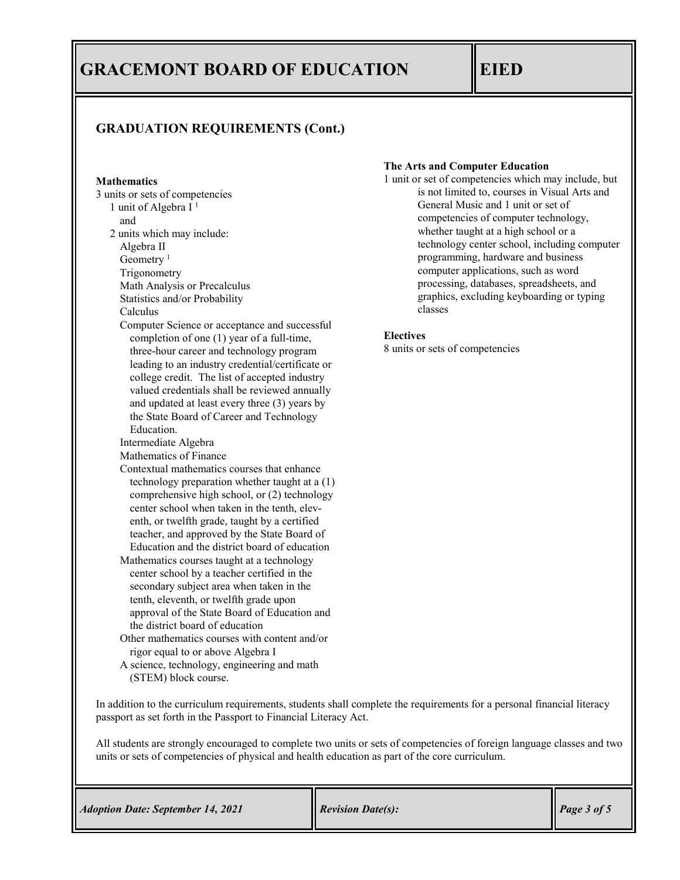## GRADUATION REQUIREMENTS (Cont.)

**Mathematics**

3 units or sets of competencies

- 1 unit of Algebra I [1]

  and

- 2 units which may include:
  - Algebra II
  - Geometry [1]
  - Trigonometry
  - Math Analysis or Precalculus
  - Statistics and/or Probability
  - Calculus
  - Computer Science or acceptance and successful completion of one (1) year of a full-time, three-hour career and technology program leading to an industry credential/certificate or college credit. The list of accepted industry valued credentials shall be reviewed annually and updated at least every three (3) years by the State Board of Career and Technology Education.
  - Intermediate Algebra
  - Mathematics of Finance
  - Contextual mathematics courses that enhance technology preparation whether taught at a (1) comprehensive high school, or (2) technology center school when taken in the tenth, eleventh, or twelfth grade, taught by a certified teacher, and approved by the State Board of Education and the district board of education
  - Mathematics courses taught at a technology center school by a teacher certified in the secondary subject area when taken in the tenth, eleventh, or twelfth grade upon approval of the State Board of Education and the district board of education
  - Other mathematics courses with content and/or rigor equal to or above Algebra I
  - A science, technology, engineering and math (STEM) block course.

**The Arts and Computer Education**

1 unit or set of competencies which may include, but is not limited to, courses in Visual Arts and General Music and 1 unit or set of competencies of computer technology, whether taught at a high school or a technology center school, including computer programming, hardware and business computer applications, such as word processing, databases, spreadsheets, and graphics, excluding keyboarding or typing classes

**Electives**

8 units or sets of competencies

In addition to the curriculum requirements, students shall complete the requirements for a personal financial literacy passport as set forth in the Passport to Financial Literacy Act.

All students are strongly encouraged to complete two units or sets of competencies of foreign language classes and two units or sets of competencies of physical and health education as part of the core curriculum.

*Adoption Date: September 14, 2021* | *Revision Date(s):*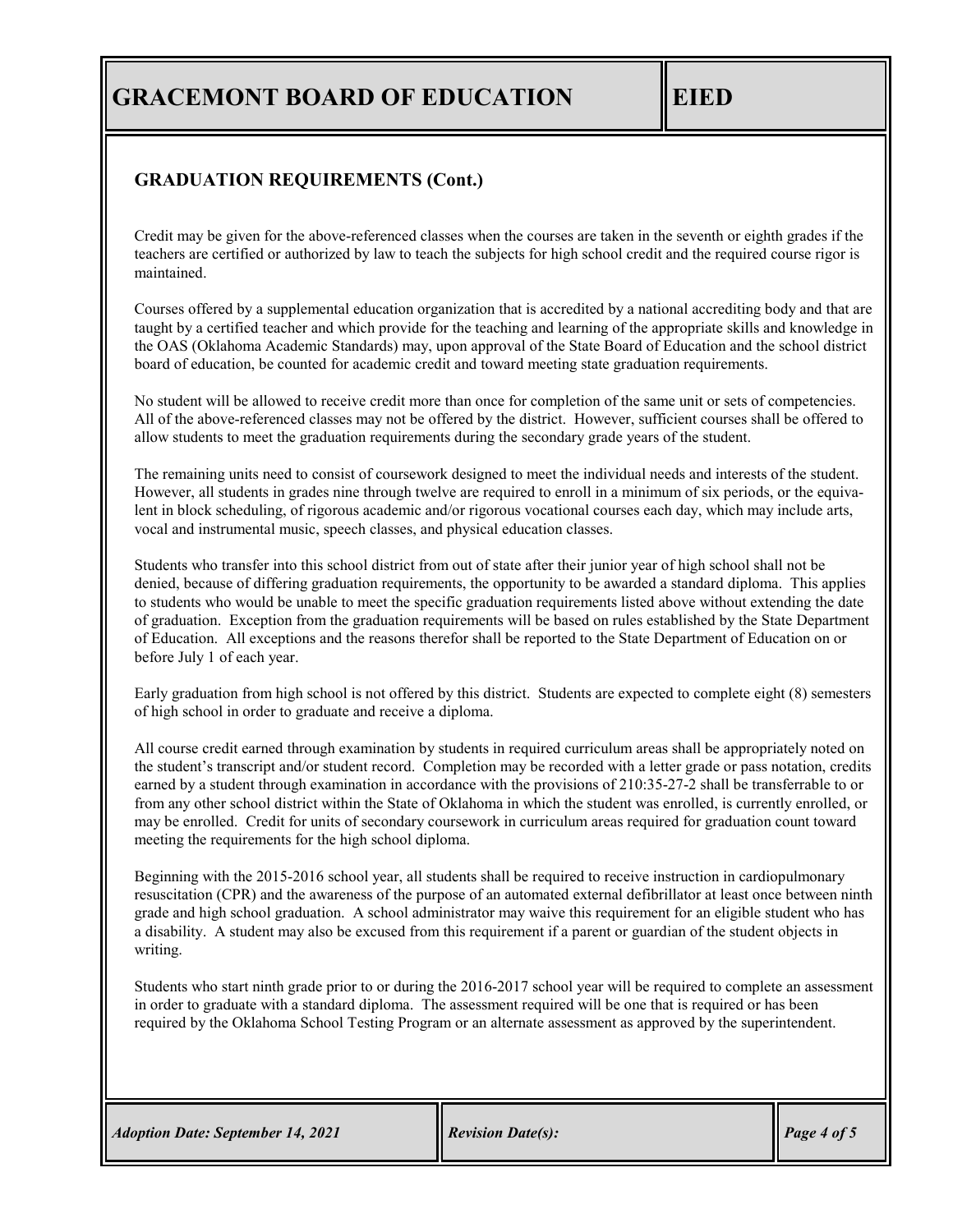## GRADUATION REQUIREMENTS (Cont.)

Credit may be given for the above-referenced classes when the courses are taken in the seventh or eighth grades if the teachers are certified or authorized by law to teach the subjects for high school credit and the required course rigor is maintained.

Courses offered by a supplemental education organization that is accredited by a national accrediting body and that are taught by a certified teacher and which provide for the teaching and learning of the appropriate skills and knowledge in the OAS (Oklahoma Academic Standards) may, upon approval of the State Board of Education and the school district board of education, be counted for academic credit and toward meeting state graduation requirements.

No student will be allowed to receive credit more than once for completion of the same unit or sets of competencies. All of the above-referenced classes may not be offered by the district. However, sufficient courses shall be offered to allow students to meet the graduation requirements during the secondary grade years of the student.

The remaining units need to consist of coursework designed to meet the individual needs and interests of the student. However, all students in grades nine through twelve are required to enroll in a minimum of six periods, or the equivalent in block scheduling, of rigorous academic and/or rigorous vocational courses each day, which may include arts, vocal and instrumental music, speech classes, and physical education classes.

Students who transfer into this school district from out of state after their junior year of high school shall not be denied, because of differing graduation requirements, the opportunity to be awarded a standard diploma. This applies to students who would be unable to meet the specific graduation requirements listed above without extending the date of graduation. Exception from the graduation requirements will be based on rules established by the State Department of Education. All exceptions and the reasons therefor shall be reported to the State Department of Education on or before July 1 of each year.

Early graduation from high school is not offered by this district. Students are expected to complete eight (8) semesters of high school in order to graduate and receive a diploma.

All course credit earned through examination by students in required curriculum areas shall be appropriately noted on the student's transcript and/or student record. Completion may be recorded with a letter grade or pass notation, credits earned by a student through examination in accordance with the provisions of 210:35-27-2 shall be transferrable to or from any other school district within the State of Oklahoma in which the student was enrolled, is currently enrolled, or may be enrolled. Credit for units of secondary coursework in curriculum areas required for graduation count toward meeting the requirements for the high school diploma.

Beginning with the 2015-2016 school year, all students shall be required to receive instruction in cardiopulmonary resuscitation (CPR) and the awareness of the purpose of an automated external defibrillator at least once between ninth grade and high school graduation. A school administrator may waive this requirement for an eligible student who has a disability. A student may also be excused from this requirement if a parent or guardian of the student objects in writing.

Students who start ninth grade prior to or during the 2016-2017 school year will be required to complete an assessment in order to graduate with a standard diploma. The assessment required will be one that is required or has been required by the Oklahoma School Testing Program or an alternate assessment as approved by the superintendent.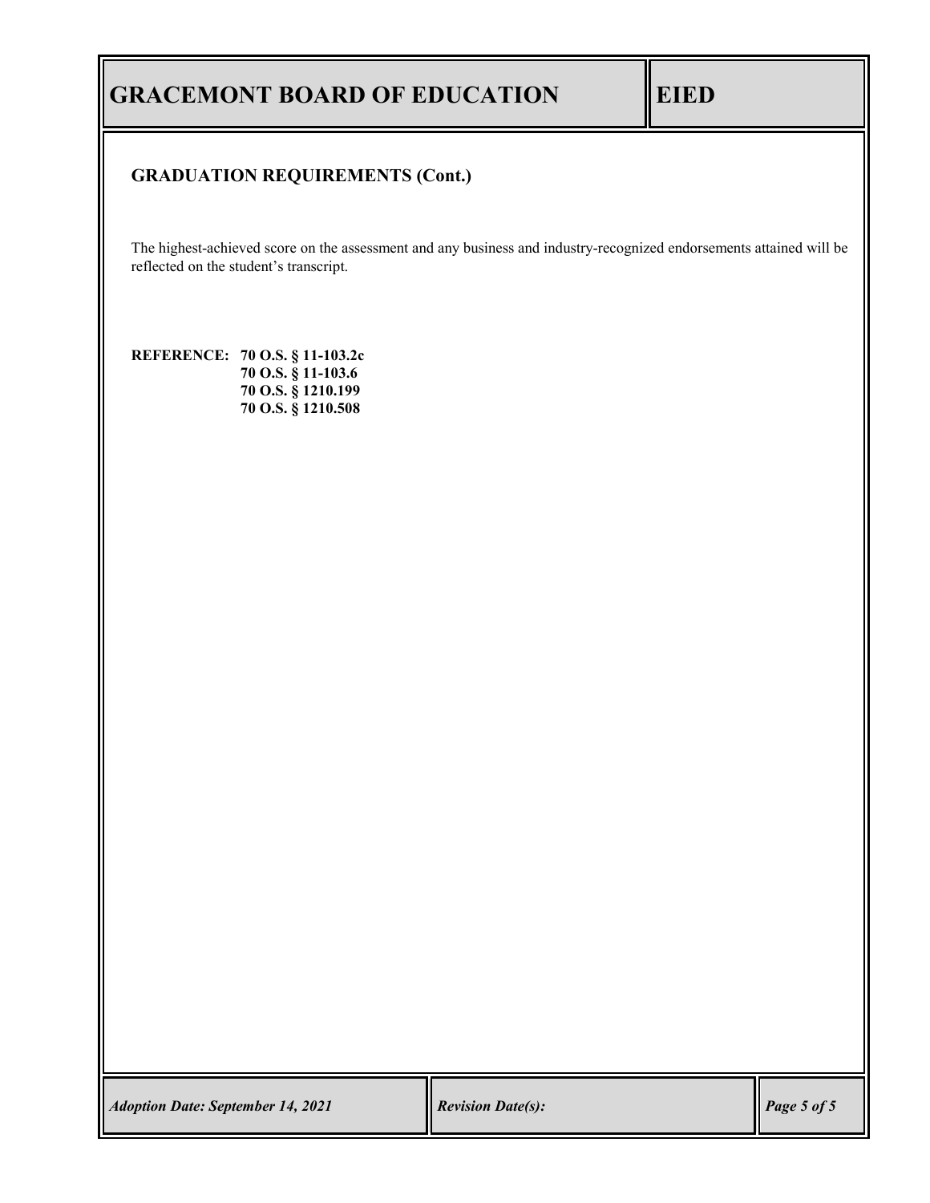## GRADUATION REQUIREMENTS (Cont.)

The highest-achieved score on the assessment and any business and industry-recognized endorsements attained will be reflected on the student's transcript.

**REFERENCE: 70 O.S. § 11-103.2c**
**70 O.S. § 11-103.6**
**70 O.S. § 1210.199**
**70 O.S. § 1210.508**

*Adoption Date: September 14, 2021* | *Revision Date(s):*